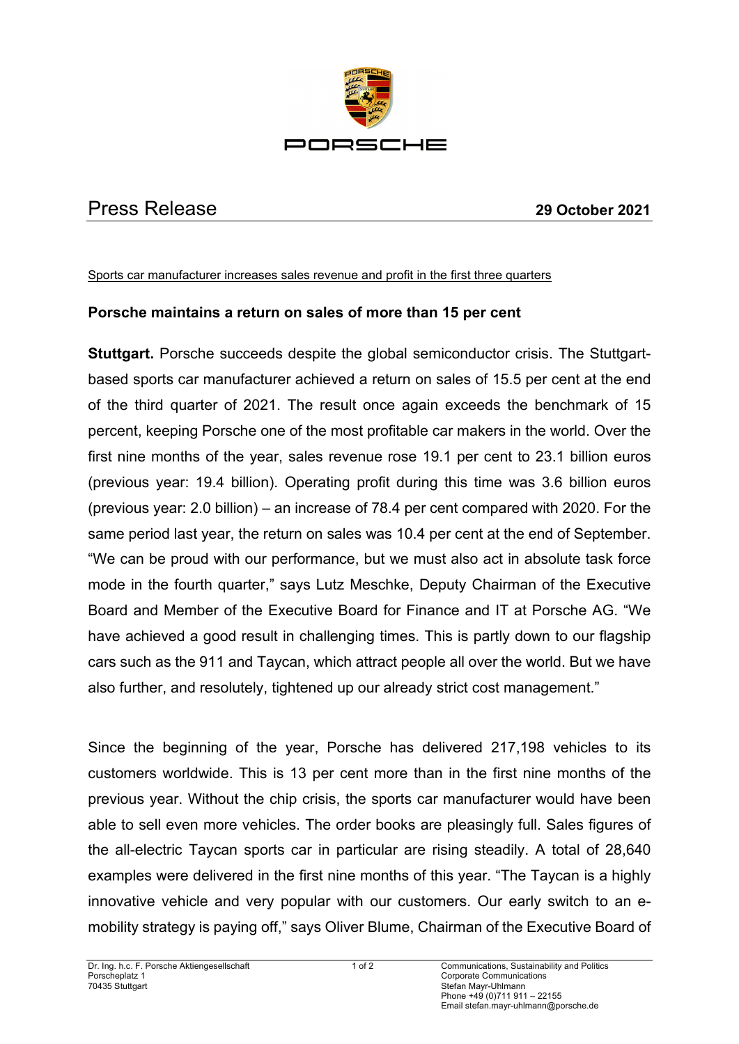PORSCHE

# Press Release

**29 October 2021**

Sports car manufacturer increases sales revenue and profit in the first three quarters

## Porsche maintains a return on sales of more than 15 per cent

**Stuttgart.** Porsche succeeds despite the global semiconductor crisis. The Stuttgart-based sports car manufacturer achieved a return on sales of 15.5 per cent at the end of the third quarter of 2021. The result once again exceeds the benchmark of 15 percent, keeping Porsche one of the most profitable car makers in the world. Over the first nine months of the year, sales revenue rose 19.1 per cent to 23.1 billion euros (previous year: 19.4 billion). Operating profit during this time was 3.6 billion euros (previous year: 2.0 billion) – an increase of 78.4 per cent compared with 2020. For the same period last year, the return on sales was 10.4 per cent at the end of September. "We can be proud with our performance, but we must also act in absolute task force mode in the fourth quarter," says Lutz Meschke, Deputy Chairman of the Executive Board and Member of the Executive Board for Finance and IT at Porsche AG. "We have achieved a good result in challenging times. This is partly down to our flagship cars such as the 911 and Taycan, which attract people all over the world. But we have also further, and resolutely, tightened up our already strict cost management."

Since the beginning of the year, Porsche has delivered 217,198 vehicles to its customers worldwide. This is 13 per cent more than in the first nine months of the previous year. Without the chip crisis, the sports car manufacturer would have been able to sell even more vehicles. The order books are pleasingly full. Sales figures of the all-electric Taycan sports car in particular are rising steadily. A total of 28,640 examples were delivered in the first nine months of this year. "The Taycan is a highly innovative vehicle and very popular with our customers. Our early switch to an e-mobility strategy is paying off," says Oliver Blume, Chairman of the Executive Board of

Dr. Ing. h.c. F. Porsche Aktiengesellschaft
Porscheplatz 1
70435 Stuttgart

Communications, Sustainability and Politics
Corporate Communications
Stefan Mayr-Uhlmann
Phone +49 (0)711 911 – 22155
Email stefan.mayr-uhlmann@porsche.de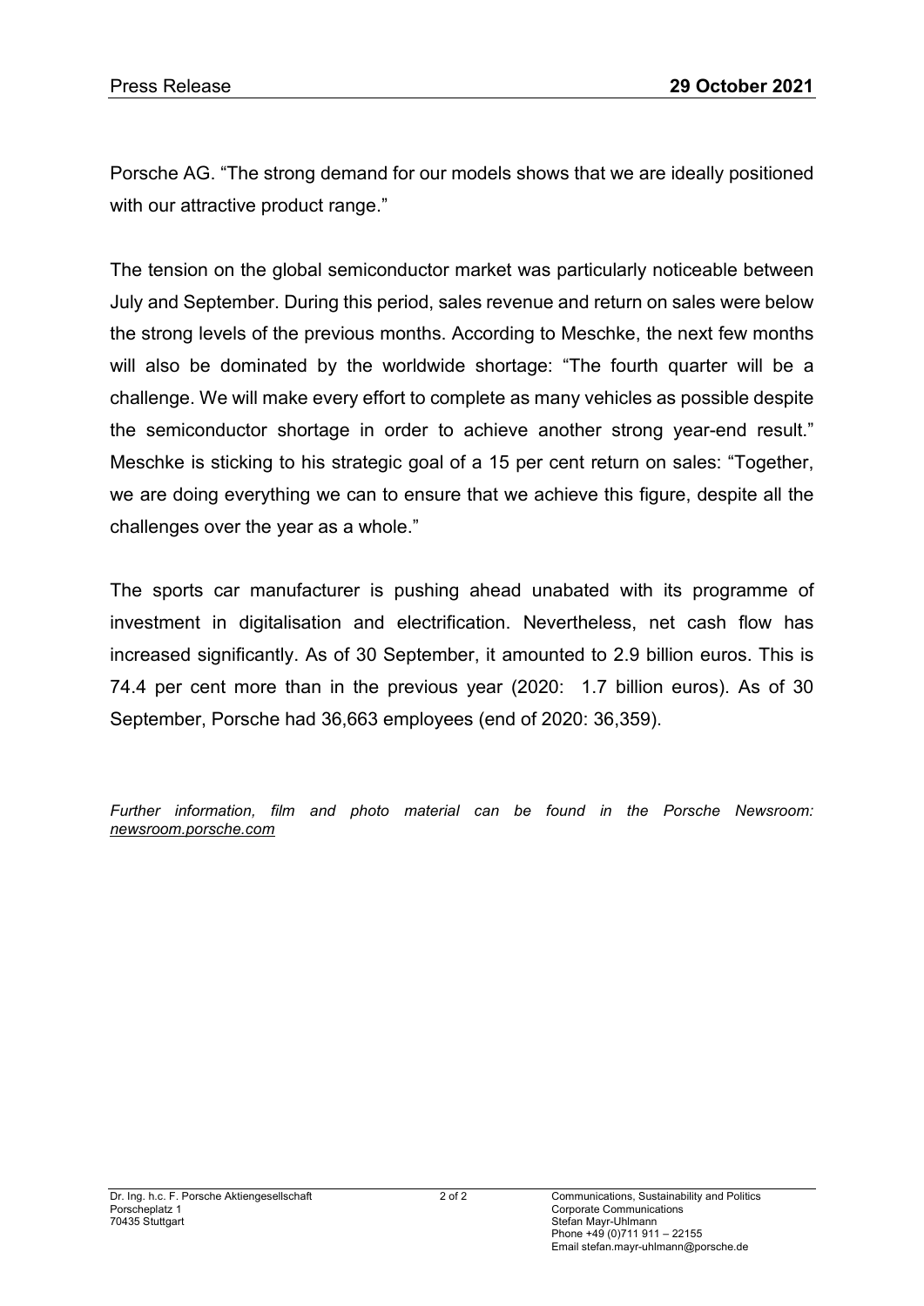Porsche AG. “The strong demand for our models shows that we are ideally positioned with our attractive product range.”

The tension on the global semiconductor market was particularly noticeable between July and September. During this period, sales revenue and return on sales were below the strong levels of the previous months. According to Meschke, the next few months will also be dominated by the worldwide shortage: “The fourth quarter will be a challenge. We will make every effort to complete as many vehicles as possible despite the semiconductor shortage in order to achieve another strong year-end result.” Meschke is sticking to his strategic goal of a 15 per cent return on sales: “Together, we are doing everything we can to ensure that we achieve this figure, despite all the challenges over the year as a whole.”

The sports car manufacturer is pushing ahead unabated with its programme of investment in digitalisation and electrification. Nevertheless, net cash flow has increased significantly. As of 30 September, it amounted to 2.9 billion euros. This is 74.4 per cent more than in the previous year (2020: 1.7 billion euros). As of 30 September, Porsche had 36,663 employees (end of 2020: 36,359).

*Further information, film and photo material can be found in the Porsche Newsroom: newsroom.porsche.com*

Dr. Ing. h.c. F. Porsche Aktiengesellschaft
Porscheplatz 1
70435 Stuttgart

Communications, Sustainability and Politics
Corporate Communications
Stefan Mayr-Uhlmann
Phone +49 (0)711 911 – 22155
Email stefan.mayr-uhlmann@porsche.de